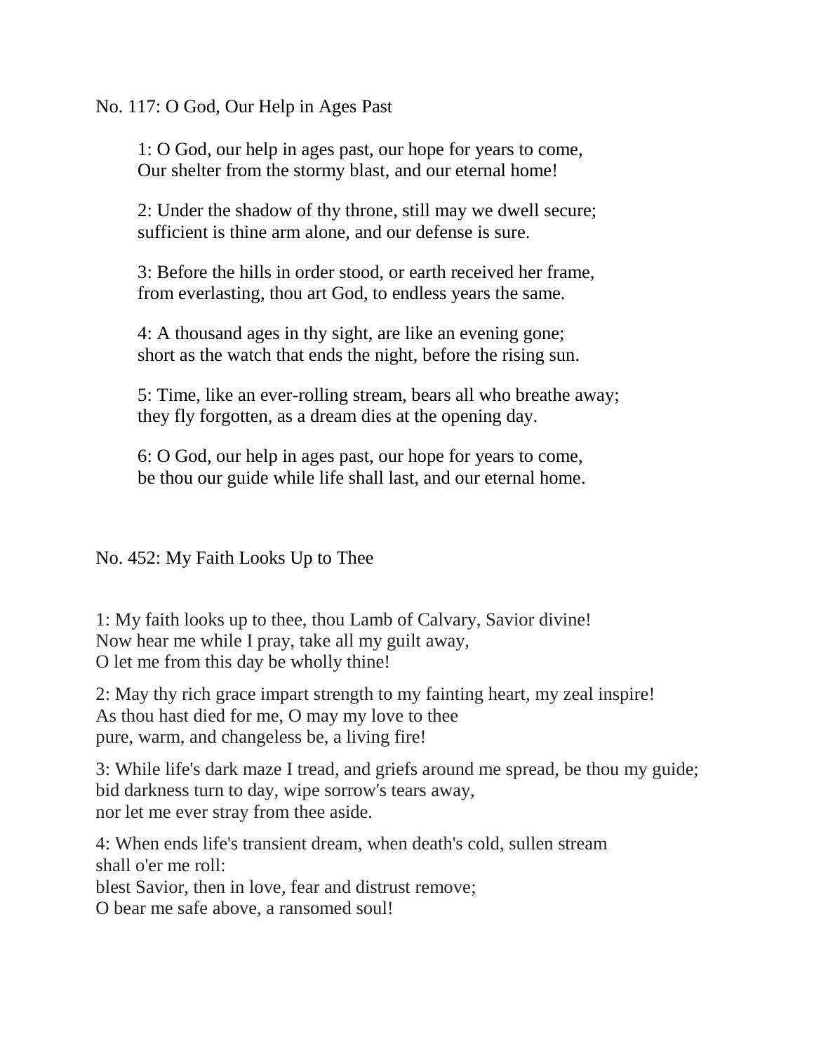No. 117: O God, Our Help in Ages Past

1: O God, our help in ages past, our hope for years to come,
Our shelter from the stormy blast, and our eternal home!

2: Under the shadow of thy throne, still may we dwell secure;
sufficient is thine arm alone, and our defense is sure.

3: Before the hills in order stood, or earth received her frame,
from everlasting, thou art God, to endless years the same.

4: A thousand ages in thy sight, are like an evening gone;
short as the watch that ends the night, before the rising sun.

5: Time, like an ever-rolling stream, bears all who breathe away;
they fly forgotten, as a dream dies at the opening day.

6: O God, our help in ages past, our hope for years to come,
be thou our guide while life shall last, and our eternal home.

No. 452: My Faith Looks Up to Thee

1: My faith looks up to thee, thou Lamb of Calvary, Savior divine!
Now hear me while I pray, take all my guilt away,
O let me from this day be wholly thine!

2: May thy rich grace impart strength to my fainting heart, my zeal inspire!
As thou hast died for me, O may my love to thee
pure, warm, and changeless be, a living fire!

3: While life's dark maze I tread, and griefs around me spread, be thou my guide;
bid darkness turn to day, wipe sorrow's tears away,
nor let me ever stray from thee aside.

4: When ends life's transient dream, when death's cold, sullen stream
shall o'er me roll:
blest Savior, then in love, fear and distrust remove;
O bear me safe above, a ransomed soul!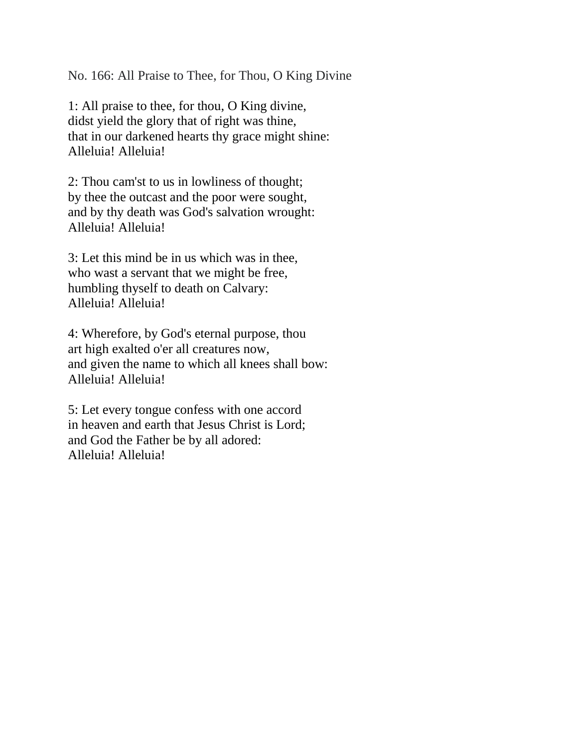No. 166: All Praise to Thee, for Thou, O King Divine

1: All praise to thee, for thou, O King divine,
didst yield the glory that of right was thine,
that in our darkened hearts thy grace might shine:
Alleluia! Alleluia!

2: Thou cam'st to us in lowliness of thought;
by thee the outcast and the poor were sought,
and by thy death was God's salvation wrought:
Alleluia! Alleluia!

3: Let this mind be in us which was in thee,
who wast a servant that we might be free,
humbling thyself to death on Calvary:
Alleluia! Alleluia!

4: Wherefore, by God's eternal purpose, thou
art high exalted o'er all creatures now,
and given the name to which all knees shall bow:
Alleluia! Alleluia!

5: Let every tongue confess with one accord
in heaven and earth that Jesus Christ is Lord;
and God the Father be by all adored:
Alleluia! Alleluia!